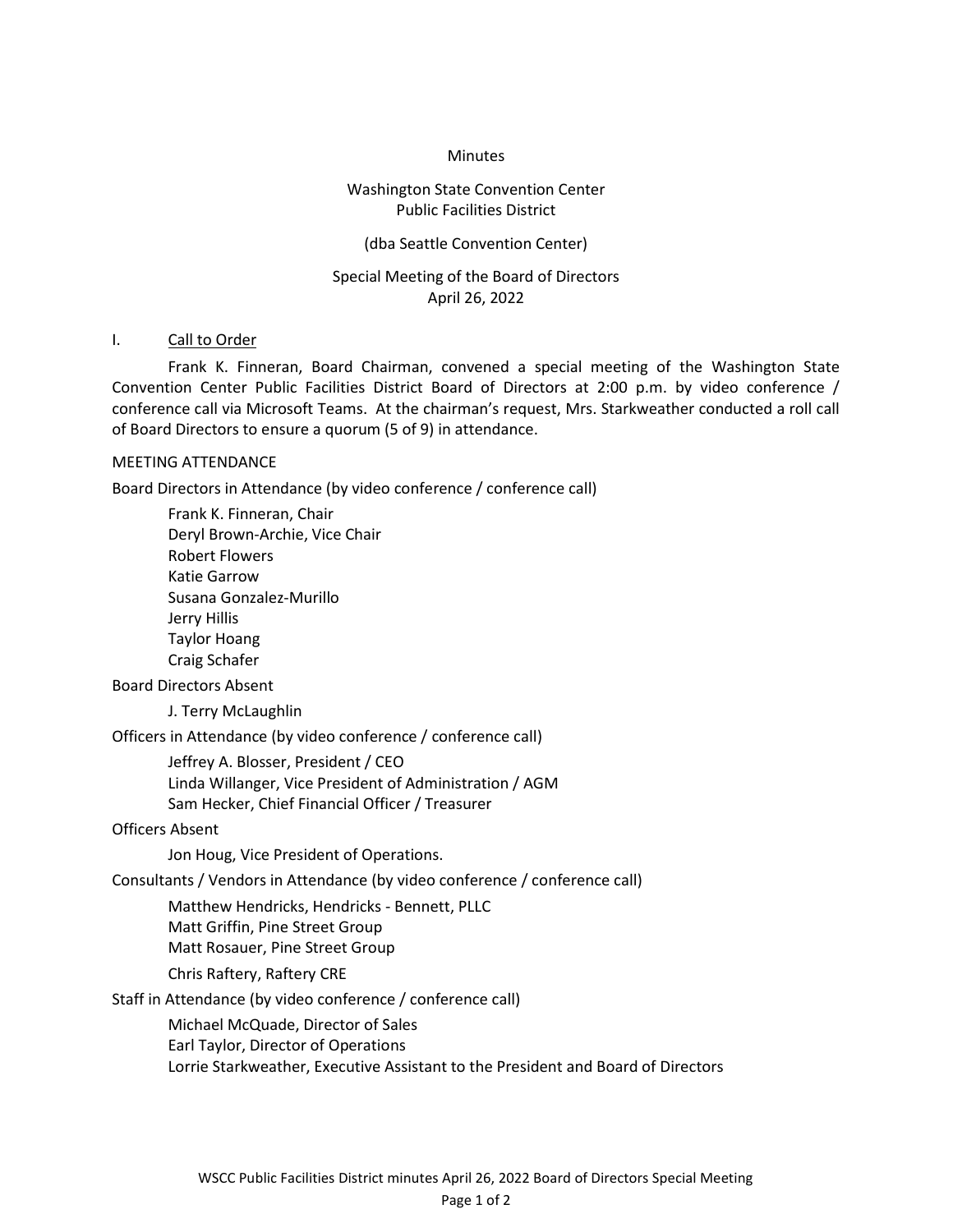Minutes

Washington State Convention Center
Public Facilities District

(dba Seattle Convention Center)

Special Meeting of the Board of Directors
April 26, 2022

I. Call to Order

Frank K. Finneran, Board Chairman, convened a special meeting of the Washington State Convention Center Public Facilities District Board of Directors at 2:00 p.m. by video conference / conference call via Microsoft Teams. At the chairman's request, Mrs. Starkweather conducted a roll call of Board Directors to ensure a quorum (5 of 9) in attendance.

MEETING ATTENDANCE

Board Directors in Attendance (by video conference / conference call)

Frank K. Finneran, Chair
Deryl Brown-Archie, Vice Chair
Robert Flowers
Katie Garrow
Susana Gonzalez-Murillo
Jerry Hillis
Taylor Hoang
Craig Schafer

Board Directors Absent

J. Terry McLaughlin

Officers in Attendance (by video conference / conference call)

Jeffrey A. Blosser, President / CEO
Linda Willanger, Vice President of Administration / AGM
Sam Hecker, Chief Financial Officer / Treasurer

Officers Absent

Jon Houg, Vice President of Operations.

Consultants / Vendors in Attendance (by video conference / conference call)

Matthew Hendricks, Hendricks - Bennett, PLLC
Matt Griffin, Pine Street Group
Matt Rosauer, Pine Street Group

Chris Raftery, Raftery CRE

Staff in Attendance (by video conference / conference call)

Michael McQuade, Director of Sales
Earl Taylor, Director of Operations
Lorrie Starkweather, Executive Assistant to the President and Board of Directors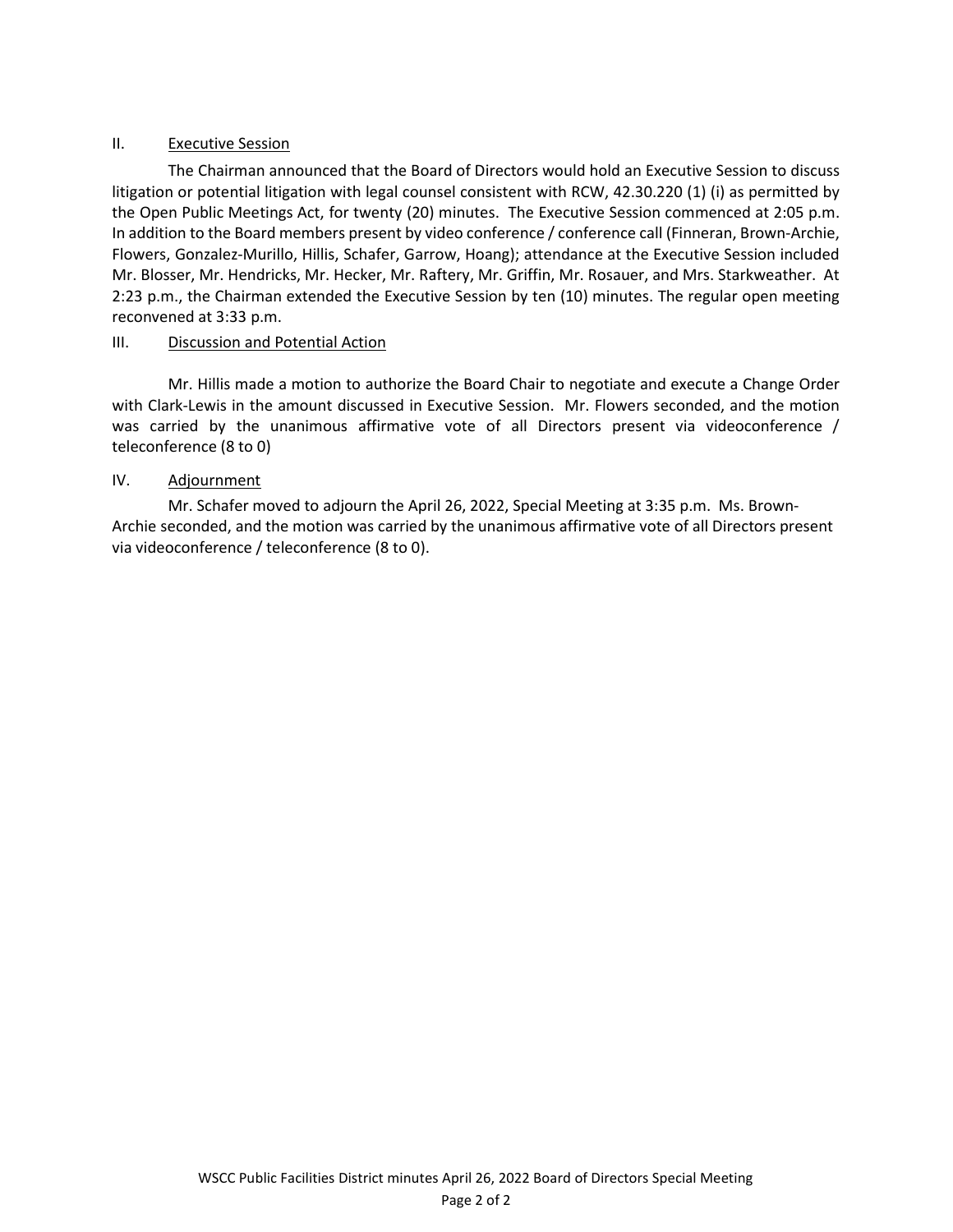## II. Executive Session

The Chairman announced that the Board of Directors would hold an Executive Session to discuss litigation or potential litigation with legal counsel consistent with RCW, 42.30.220 (1) (i) as permitted by the Open Public Meetings Act, for twenty (20) minutes. The Executive Session commenced at 2:05 p.m. In addition to the Board members present by video conference / conference call (Finneran, Brown-Archie, Flowers, Gonzalez-Murillo, Hillis, Schafer, Garrow, Hoang); attendance at the Executive Session included Mr. Blosser, Mr. Hendricks, Mr. Hecker, Mr. Raftery, Mr. Griffin, Mr. Rosauer, and Mrs. Starkweather. At 2:23 p.m., the Chairman extended the Executive Session by ten (10) minutes. The regular open meeting reconvened at 3:33 p.m.

## III. Discussion and Potential Action

Mr. Hillis made a motion to authorize the Board Chair to negotiate and execute a Change Order with Clark-Lewis in the amount discussed in Executive Session. Mr. Flowers seconded, and the motion was carried by the unanimous affirmative vote of all Directors present via videoconference / teleconference (8 to 0)

## IV. Adjournment

Mr. Schafer moved to adjourn the April 26, 2022, Special Meeting at 3:35 p.m. Ms. Brown-Archie seconded, and the motion was carried by the unanimous affirmative vote of all Directors present via videoconference / teleconference (8 to 0).